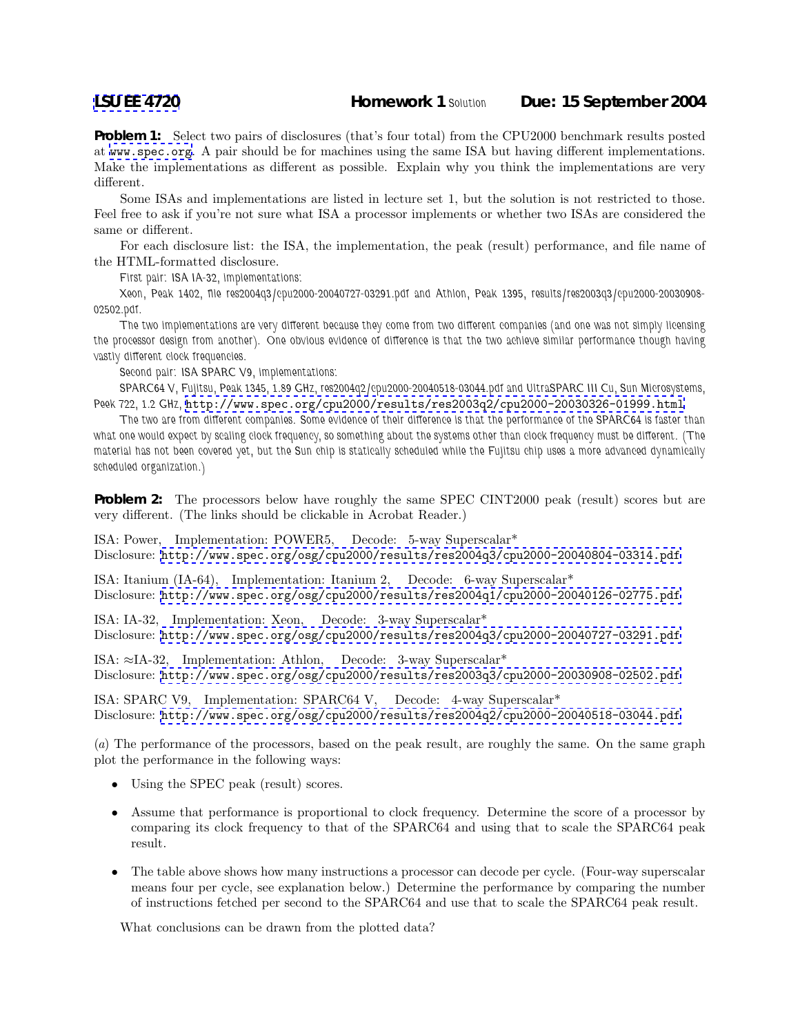**LSU EE 4720** **Homework 1** Solution **Due: 15 September 2004**

**Problem 1:** Select two pairs of disclosures (that's four total) from the CPU2000 benchmark results posted at www.spec.org. A pair should be for machines using the same ISA but having different implementations. Make the implementations as different as possible. Explain why you think the implementations are very different.

Some ISAs and implementations are listed in lecture set 1, but the solution is not restricted to those. Feel free to ask if you're not sure what ISA a processor implements or whether two ISAs are considered the same or different.

For each disclosure list: the ISA, the implementation, the peak (result) performance, and file name of the HTML-formatted disclosure.

First pair: ISA IA-32, implementations:

Xeon, Peak 1402, file res2004q3/cpu2000-20040727-03291.pdf and Athlon, Peak 1395, results/res2003q3/cpu2000-20030908-02502.pdf.

The two implementations are very different because they come from two different companies (and one was not simply licensing the processor design from another). One obvious evidence of difference is that the two achieve similar performance though having vastly different clock frequencies.

Second pair: ISA SPARC V9, implementations:

SPARC64 V, Fujitsu, Peak 1345, 1.89 GHz, res2004q2/cpu2000-20040518-03044.pdf and UltraSPARC III Cu, Sun Microsystems, Peek 722, 1.2 GHz, http://www.spec.org/cpu2000/results/res2003q2/cpu2000-20030326-01999.html.

The two are from different companies. Some evidence of their difference is that the performance of the SPARC64 is faster than what one would expect by scaling clock frequency, so something about the systems other than clock frequency must be different. (The material has not been covered yet, but the Sun chip is statically scheduled while the Fujitsu chip uses a more advanced dynamically scheduled organization.)

**Problem 2:** The processors below have roughly the same SPEC CINT2000 peak (result) scores but are very different. (The links should be clickable in Acrobat Reader.)

ISA: Power, Implementation: POWER5, Decode: 5-way Superscalar*
Disclosure: http://www.spec.org/osg/cpu2000/results/res2004q3/cpu2000-20040804-03314.pdf

ISA: Itanium (IA-64), Implementation: Itanium 2, Decode: 6-way Superscalar*
Disclosure: http://www.spec.org/osg/cpu2000/results/res2004q1/cpu2000-20040126-02775.pdf

ISA: IA-32, Implementation: Xeon, Decode: 3-way Superscalar*
Disclosure: http://www.spec.org/osg/cpu2000/results/res2004q3/cpu2000-20040727-03291.pdf

ISA: ≈IA-32, Implementation: Athlon, Decode: 3-way Superscalar*
Disclosure: http://www.spec.org/osg/cpu2000/results/res2003q3/cpu2000-20030908-02502.pdf

ISA: SPARC V9, Implementation: SPARC64 V, Decode: 4-way Superscalar*
Disclosure: http://www.spec.org/osg/cpu2000/results/res2004q2/cpu2000-20040518-03044.pdf

(*a*) The performance of the processors, based on the peak result, are roughly the same. On the same graph plot the performance in the following ways:

- Using the SPEC peak (result) scores.
- Assume that performance is proportional to clock frequency. Determine the score of a processor by comparing its clock frequency to that of the SPARC64 and using that to scale the SPARC64 peak result.
- The table above shows how many instructions a processor can decode per cycle. (Four-way superscalar means four per cycle, see explanation below.) Determine the performance by comparing the number of instructions fetched per second to the SPARC64 and use that to scale the SPARC64 peak result.

What conclusions can be drawn from the plotted data?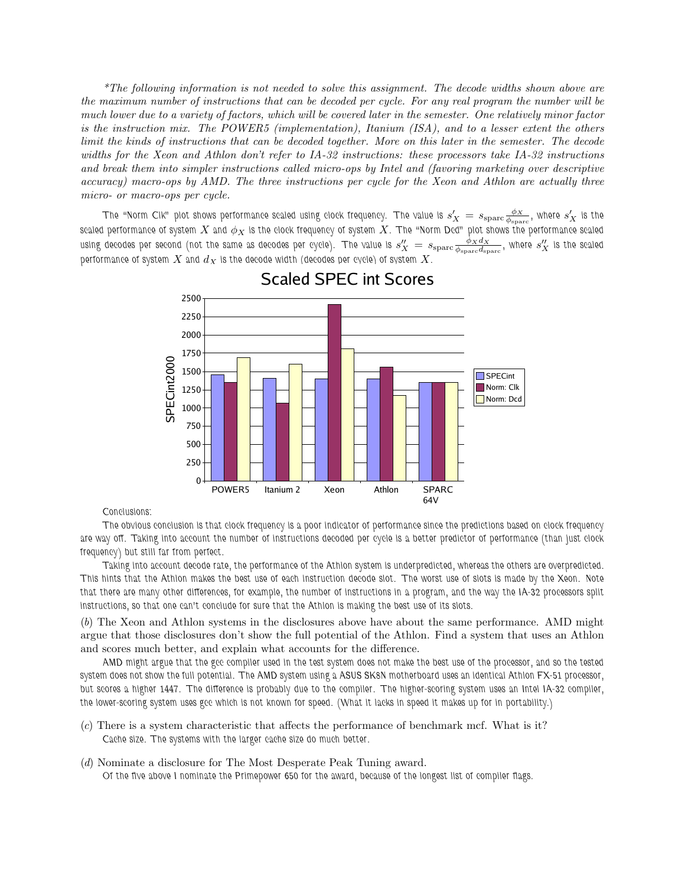*\*The following information is not needed to solve this assignment. The decode widths shown above are the maximum number of instructions that can be decoded per cycle. For any real program the number will be much lower due to a variety of factors, which will be covered later in the semester. One relatively minor factor is the instruction mix. The POWER5 (implementation), Itanium (ISA), and to a lesser extent the others limit the kinds of instructions that can be decoded together. More on this later in the semester. The decode widths for the Xeon and Athlon don't refer to IA-32 instructions: these processors take IA-32 instructions and break them into simpler instructions called micro-ops by Intel and (favoring marketing over descriptive accuracy) macro-ops by AMD. The three instructions per cycle for the Xeon and Athlon are actually three micro- or macro-ops per cycle.*

The "Norm Clk" plot shows performance scaled using clock frequency. The value is $s'_X = s_{\text{sparc}} \frac{\phi_X}{\phi_{\text{sparc}}}$, where $s'_X$ is the scaled performance of system $X$ and $\phi_X$ is the clock frequency of system $X$. The "Norm Dcd" plot shows the performance scaled using decodes per second (not the same as decodes per cycle). The value is $s''_X = s_{\text{sparc}} \frac{\phi_X d_X}{\phi_{\text{sparc}} d_{\text{sparc}}}$, where $s''_X$ is the scaled performance of system $X$ and $d_X$ is the decode width (decodes per cycle) of system $X$.

Scaled SPEC int Scores

SPECint2000

0
250
500
750
1000
1250
1500
1750
2000
2250
2500

POWER5
Itanium 2
Xeon
Athlon
SPARC 64V

SPECint
Norm: Clk
Norm: Dcd

Conclusions:

The obvious conclusion is that clock frequency is a poor indicator of performance since the predictions based on clock frequency are way off. Taking into account the number of instructions decoded per cycle is a better predictor of performance (than just clock frequency) but still far from perfect.

Taking into account decode rate, the performance of the Athlon system is underpredicted, whereas the others are overpredicted. This hints that the Athlon makes the best use of each instruction decode slot. The worst use of slots is made by the Xeon. Note that there are many other differences, for example, the number of instructions in a program, and the way the IA-32 processors split instructions, so that one can't conclude for sure that the Athlon is making the best use of its slots.

(*b*) The Xeon and Athlon systems in the disclosures above have about the same performance. AMD might argue that those disclosures don't show the full potential of the Athlon. Find a system that uses an Athlon and scores much better, and explain what accounts for the difference.

AMD might argue that the gcc compiler used in the test system does not make the best use of the processor, and so the tested system does not show the full potential. The AMD system using a ASUS SK8N motherboard uses an identical Athlon FX-51 processor, but scores a higher 1447. The difference is probably due to the compiler. The higher-scoring system uses an Intel IA-32 compiler, the lower-scoring system uses gcc which is not known for speed. (What it lacks in speed it makes up for in portability.)

(*c*) There is a system characteristic that affects the performance of benchmark mcf. What is it?

Cache size. The systems with the larger cache size do much better.

(*d*) Nominate a disclosure for The Most Desperate Peak Tuning award.

Of the five above I nominate the Primepower 650 for the award, because of the longest list of compiler flags.